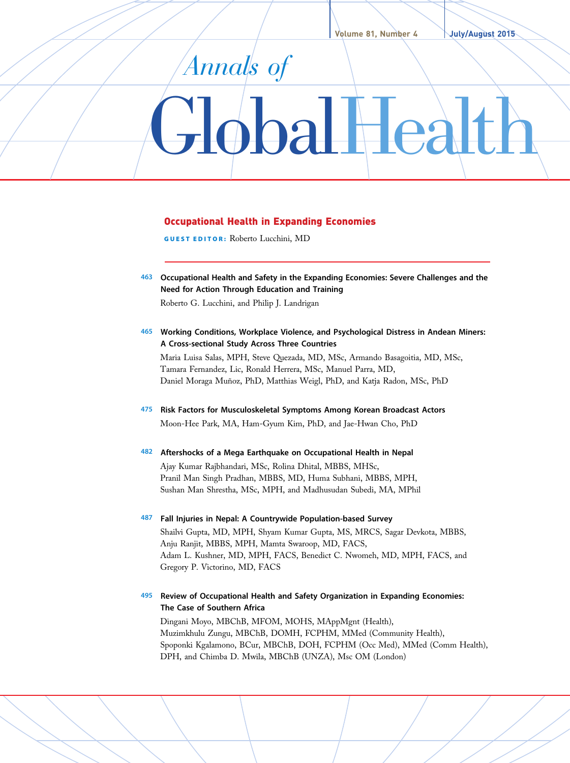# Annals of Global Health

## Occupational Health in Expanding Economies

**GUEST EDITOR:** Roberto Lucchini, MD

463 **Occupational Health and Safety in the Expanding Economies: Severe Challenges and the Need for Action Through Education and Training**
Roberto G. Lucchini, and Philip J. Landrigan

465 **Working Conditions, Workplace Violence, and Psychological Distress in Andean Miners: A Cross-sectional Study Across Three Countries**
Maria Luisa Salas, MPH, Steve Quezada, MD, MSc, Armando Basagoitia, MD, MSc, Tamara Fernandez, Lic, Ronald Herrera, MSc, Manuel Parra, MD, Daniel Moraga Muñoz, PhD, Matthias Weigl, PhD, and Katja Radon, MSc, PhD

475 **Risk Factors for Musculoskeletal Symptoms Among Korean Broadcast Actors**
Moon-Hee Park, MA, Ham-Gyum Kim, PhD, and Jae-Hwan Cho, PhD

482 **Aftershocks of a Mega Earthquake on Occupational Health in Nepal**
Ajay Kumar Rajbhandari, MSc, Rolina Dhital, MBBS, MHSc, Pranil Man Singh Pradhan, MBBS, MD, Huma Subhani, MBBS, MPH, Sushan Man Shrestha, MSc, MPH, and Madhusudan Subedi, MA, MPhil

487 **Fall Injuries in Nepal: A Countrywide Population-based Survey**
Shailvi Gupta, MD, MPH, Shyam Kumar Gupta, MS, MRCS, Sagar Devkota, MBBS, Anju Ranjit, MBBS, MPH, Mamta Swaroop, MD, FACS, Adam L. Kushner, MD, MPH, FACS, Benedict C. Nwomeh, MD, MPH, FACS, and Gregory P. Victorino, MD, FACS

495 **Review of Occupational Health and Safety Organization in Expanding Economies: The Case of Southern Africa**
Dingani Moyo, MBChB, MFOM, MOHS, MAppMgnt (Health), Muzimkhulu Zungu, MBChB, DOMH, FCPHM, MMed (Community Health), Spoponki Kgalamono, BCur, MBChB, DOH, FCPHM (Occ Med), MMed (Comm Health), DPH, and Chimba D. Mwila, MBChB (UNZA), Msc OM (London)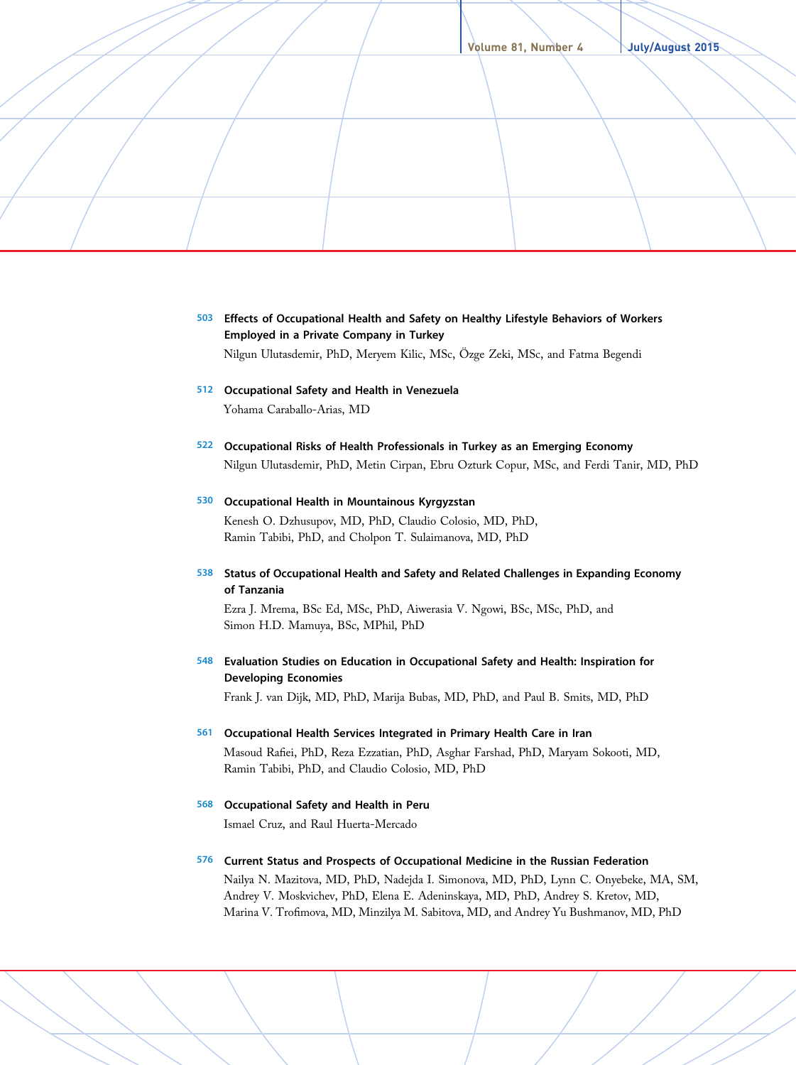**503** **Effects of Occupational Health and Safety on Healthy Lifestyle Behaviors of Workers Employed in a Private Company in Turkey**
Nilgun Ulutasdemir, PhD, Meryem Kilic, MSc, Özge Zeki, MSc, and Fatma Begendi

**512** **Occupational Safety and Health in Venezuela**
Yohama Caraballo-Arias, MD

**522** **Occupational Risks of Health Professionals in Turkey as an Emerging Economy**
Nilgun Ulutasdemir, PhD, Metin Cirpan, Ebru Ozturk Copur, MSc, and Ferdi Tanir, MD, PhD

**530** **Occupational Health in Mountainous Kyrgyzstan**
Kenesh O. Dzhusupov, MD, PhD, Claudio Colosio, MD, PhD, Ramin Tabibi, PhD, and Cholpon T. Sulaimanova, MD, PhD

**538** **Status of Occupational Health and Safety and Related Challenges in Expanding Economy of Tanzania**
Ezra J. Mrema, BSc Ed, MSc, PhD, Aiwerasia V. Ngowi, BSc, MSc, PhD, and Simon H.D. Mamuya, BSc, MPhil, PhD

**548** **Evaluation Studies on Education in Occupational Safety and Health: Inspiration for Developing Economies**
Frank J. van Dijk, MD, PhD, Marija Bubas, MD, PhD, and Paul B. Smits, MD, PhD

**561** **Occupational Health Services Integrated in Primary Health Care in Iran**
Masoud Rafiei, PhD, Reza Ezzatian, PhD, Asghar Farshad, PhD, Maryam Sokooti, MD, Ramin Tabibi, PhD, and Claudio Colosio, MD, PhD

**568** **Occupational Safety and Health in Peru**
Ismael Cruz, and Raul Huerta-Mercado

**576** **Current Status and Prospects of Occupational Medicine in the Russian Federation**
Nailya N. Mazitova, MD, PhD, Nadejda I. Simonova, MD, PhD, Lynn C. Onyebeke, MA, SM, Andrey V. Moskvichev, PhD, Elena E. Adeninskaya, MD, PhD, Andrey S. Kretov, MD, Marina V. Trofimova, MD, Minzilya M. Sabitova, MD, and Andrey Yu Bushmanov, MD, PhD